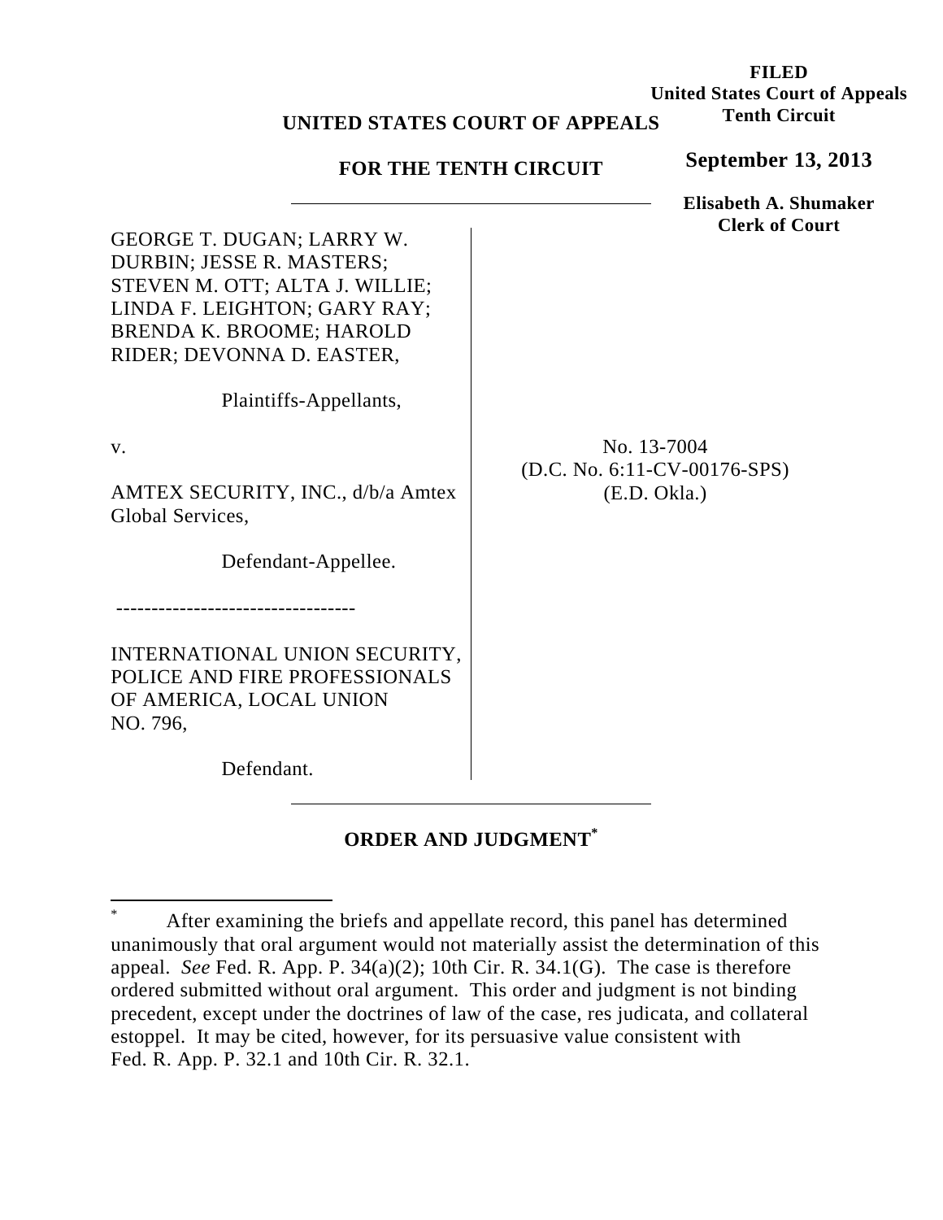**FILED**
**United States Court of Appeals**
**Tenth Circuit**

**September 13, 2013**

**Elisabeth A. Shumaker**
**Clerk of Court**

**UNITED STATES COURT OF APPEALS**

**FOR THE TENTH CIRCUIT**

GEORGE T. DUGAN; LARRY W. DURBIN; JESSE R. MASTERS; STEVEN M. OTT; ALTA J. WILLIE; LINDA F. LEIGHTON; GARY RAY; BRENDA K. BROOME; HAROLD RIDER; DEVONNA D. EASTER,

Plaintiffs-Appellants,

v.

AMTEX SECURITY, INC., d/b/a Amtex Global Services,

Defendant-Appellee.

----------------------------------

INTERNATIONAL UNION SECURITY, POLICE AND FIRE PROFESSIONALS OF AMERICA, LOCAL UNION NO. 796,

Defendant.

No. 13-7004
(D.C. No. 6:11-CV-00176-SPS)
(E.D. Okla.)

## ORDER AND JUDGMENT[*]

---

[*] After examining the briefs and appellate record, this panel has determined unanimously that oral argument would not materially assist the determination of this appeal. *See* Fed. R. App. P. 34(a)(2); 10th Cir. R. 34.1(G). The case is therefore ordered submitted without oral argument. This order and judgment is not binding precedent, except under the doctrines of law of the case, res judicata, and collateral estoppel. It may be cited, however, for its persuasive value consistent with Fed. R. App. P. 32.1 and 10th Cir. R. 32.1.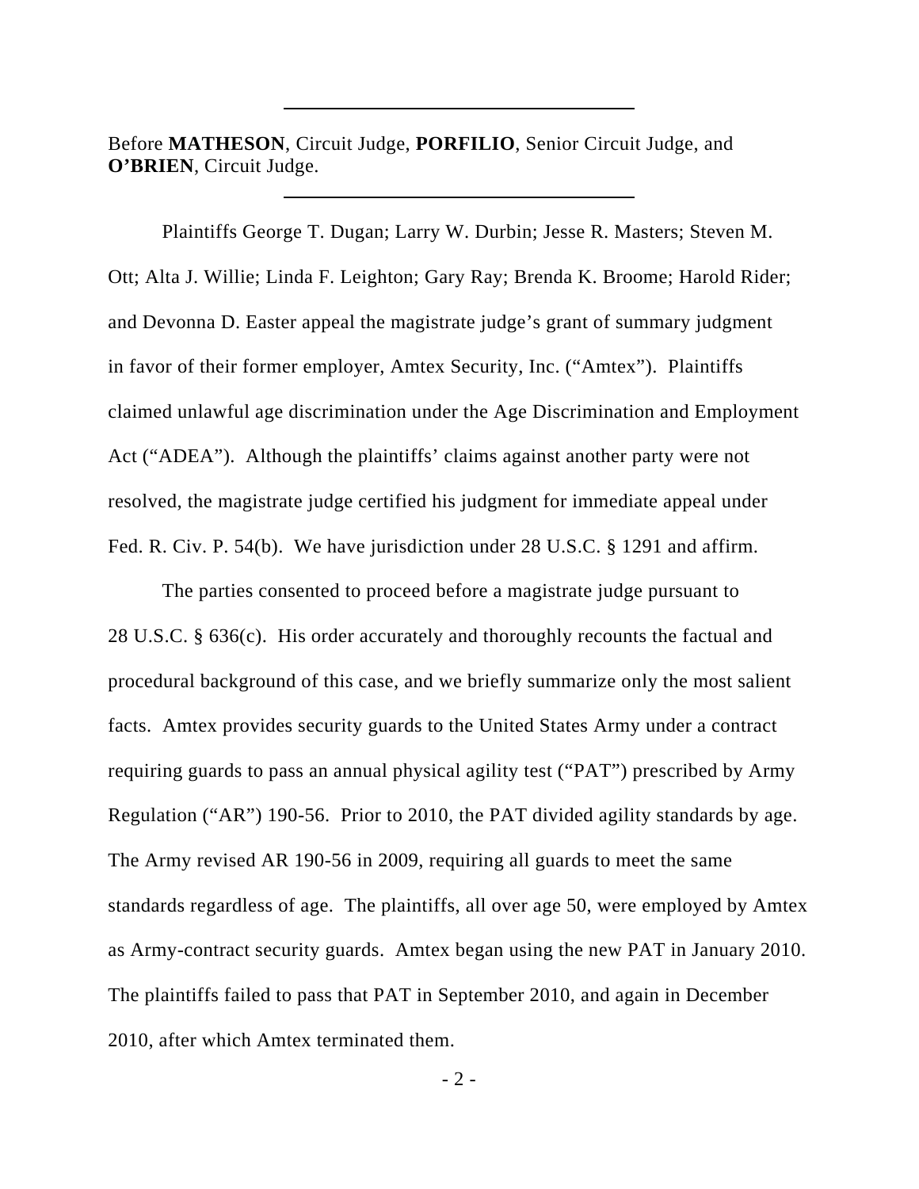---

Before **MATHESON**, Circuit Judge, **PORFILIO**, Senior Circuit Judge, and **O'BRIEN**, Circuit Judge.

---

Plaintiffs George T. Dugan; Larry W. Durbin; Jesse R. Masters; Steven M. Ott; Alta J. Willie; Linda F. Leighton; Gary Ray; Brenda K. Broome; Harold Rider; and Devonna D. Easter appeal the magistrate judge's grant of summary judgment in favor of their former employer, Amtex Security, Inc. ("Amtex"). Plaintiffs claimed unlawful age discrimination under the Age Discrimination and Employment Act ("ADEA"). Although the plaintiffs' claims against another party were not resolved, the magistrate judge certified his judgment for immediate appeal under Fed. R. Civ. P. 54(b). We have jurisdiction under 28 U.S.C. § 1291 and affirm.

The parties consented to proceed before a magistrate judge pursuant to 28 U.S.C. § 636(c). His order accurately and thoroughly recounts the factual and procedural background of this case, and we briefly summarize only the most salient facts. Amtex provides security guards to the United States Army under a contract requiring guards to pass an annual physical agility test ("PAT") prescribed by Army Regulation ("AR") 190-56. Prior to 2010, the PAT divided agility standards by age. The Army revised AR 190-56 in 2009, requiring all guards to meet the same standards regardless of age. The plaintiffs, all over age 50, were employed by Amtex as Army-contract security guards. Amtex began using the new PAT in January 2010. The plaintiffs failed to pass that PAT in September 2010, and again in December 2010, after which Amtex terminated them.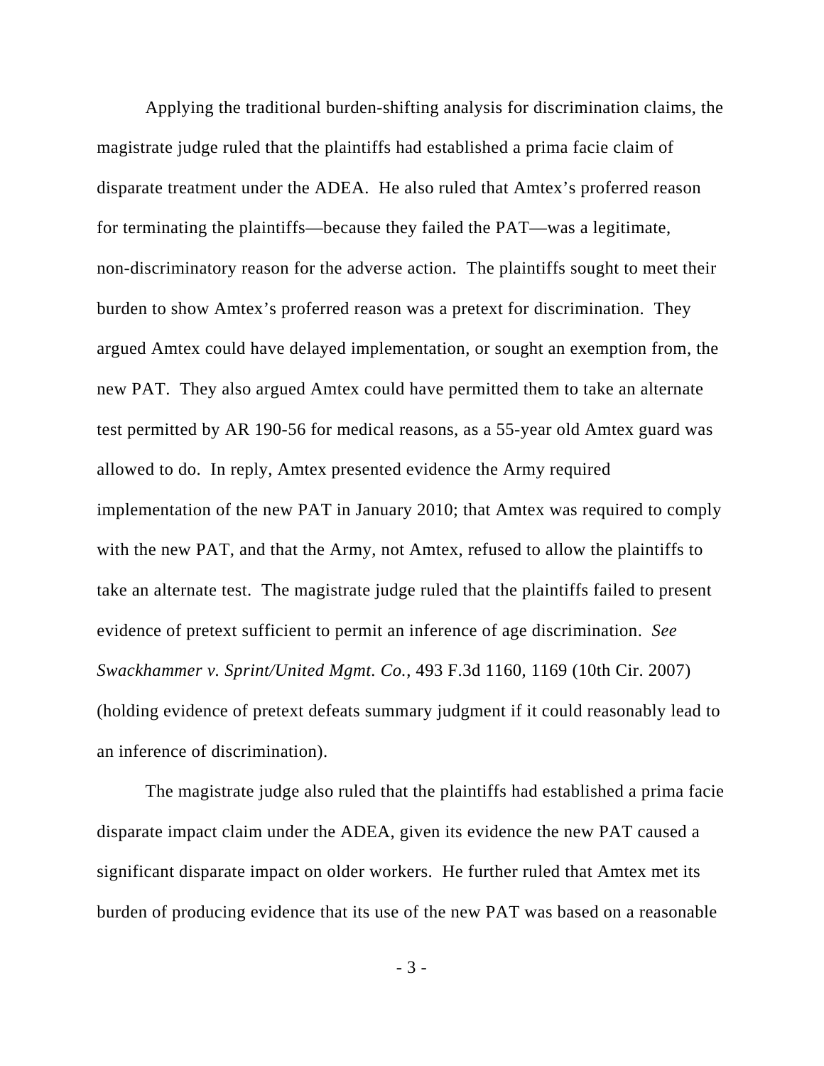Applying the traditional burden-shifting analysis for discrimination claims, the magistrate judge ruled that the plaintiffs had established a prima facie claim of disparate treatment under the ADEA. He also ruled that Amtex's proferred reason for terminating the plaintiffs—because they failed the PAT—was a legitimate, non-discriminatory reason for the adverse action. The plaintiffs sought to meet their burden to show Amtex's proferred reason was a pretext for discrimination. They argued Amtex could have delayed implementation, or sought an exemption from, the new PAT. They also argued Amtex could have permitted them to take an alternate test permitted by AR 190-56 for medical reasons, as a 55-year old Amtex guard was allowed to do. In reply, Amtex presented evidence the Army required implementation of the new PAT in January 2010; that Amtex was required to comply with the new PAT, and that the Army, not Amtex, refused to allow the plaintiffs to take an alternate test. The magistrate judge ruled that the plaintiffs failed to present evidence of pretext sufficient to permit an inference of age discrimination. *See Swackhammer v. Sprint/United Mgmt. Co.*, 493 F.3d 1160, 1169 (10th Cir. 2007) (holding evidence of pretext defeats summary judgment if it could reasonably lead to an inference of discrimination).

The magistrate judge also ruled that the plaintiffs had established a prima facie disparate impact claim under the ADEA, given its evidence the new PAT caused a significant disparate impact on older workers. He further ruled that Amtex met its burden of producing evidence that its use of the new PAT was based on a reasonable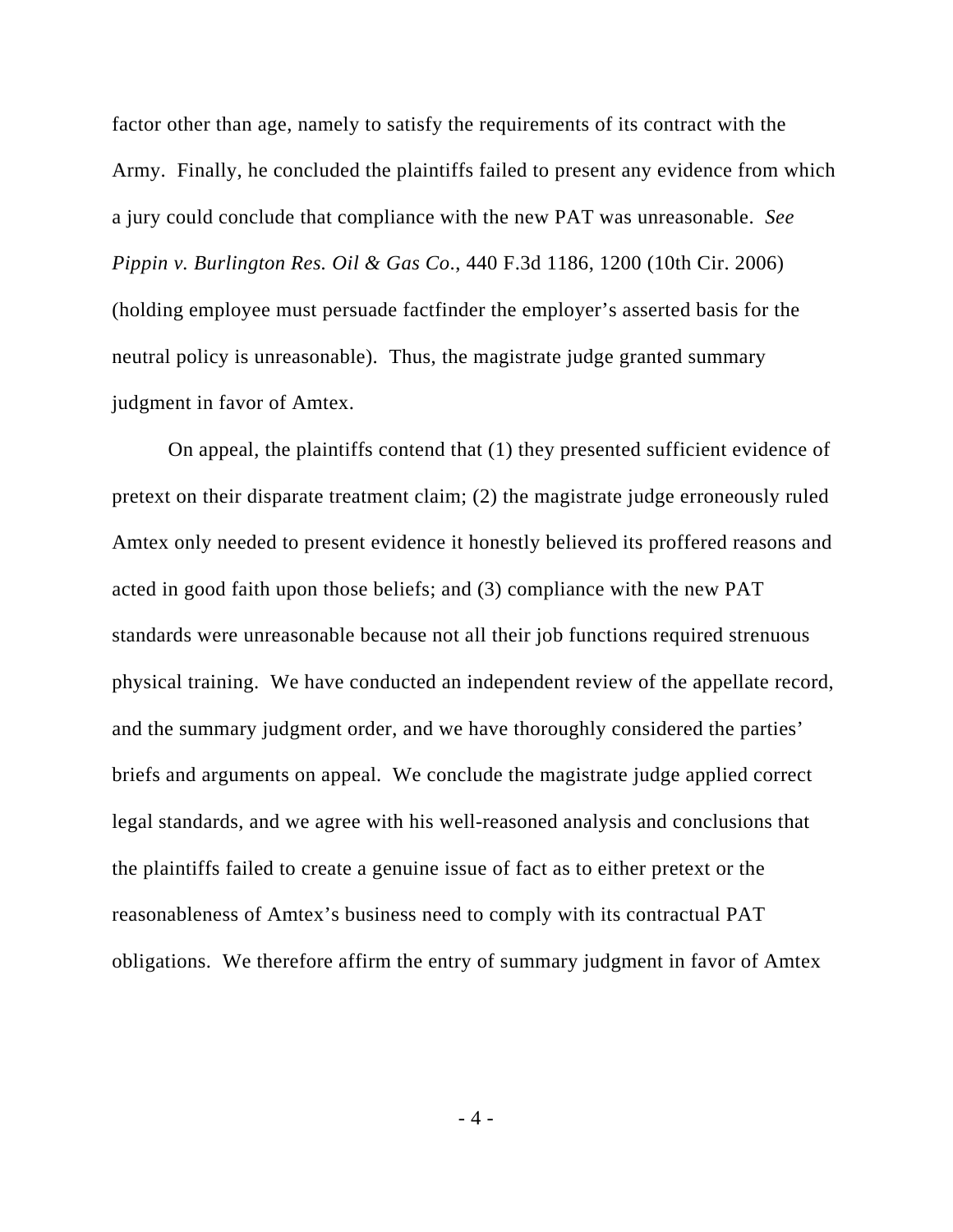factor other than age, namely to satisfy the requirements of its contract with the Army. Finally, he concluded the plaintiffs failed to present any evidence from which a jury could conclude that compliance with the new PAT was unreasonable. *See Pippin v. Burlington Res. Oil & Gas Co.*, 440 F.3d 1186, 1200 (10th Cir. 2006) (holding employee must persuade factfinder the employer's asserted basis for the neutral policy is unreasonable). Thus, the magistrate judge granted summary judgment in favor of Amtex.

On appeal, the plaintiffs contend that (1) they presented sufficient evidence of pretext on their disparate treatment claim; (2) the magistrate judge erroneously ruled Amtex only needed to present evidence it honestly believed its proffered reasons and acted in good faith upon those beliefs; and (3) compliance with the new PAT standards were unreasonable because not all their job functions required strenuous physical training. We have conducted an independent review of the appellate record, and the summary judgment order, and we have thoroughly considered the parties' briefs and arguments on appeal. We conclude the magistrate judge applied correct legal standards, and we agree with his well-reasoned analysis and conclusions that the plaintiffs failed to create a genuine issue of fact as to either pretext or the reasonableness of Amtex's business need to comply with its contractual PAT obligations. We therefore affirm the entry of summary judgment in favor of Amtex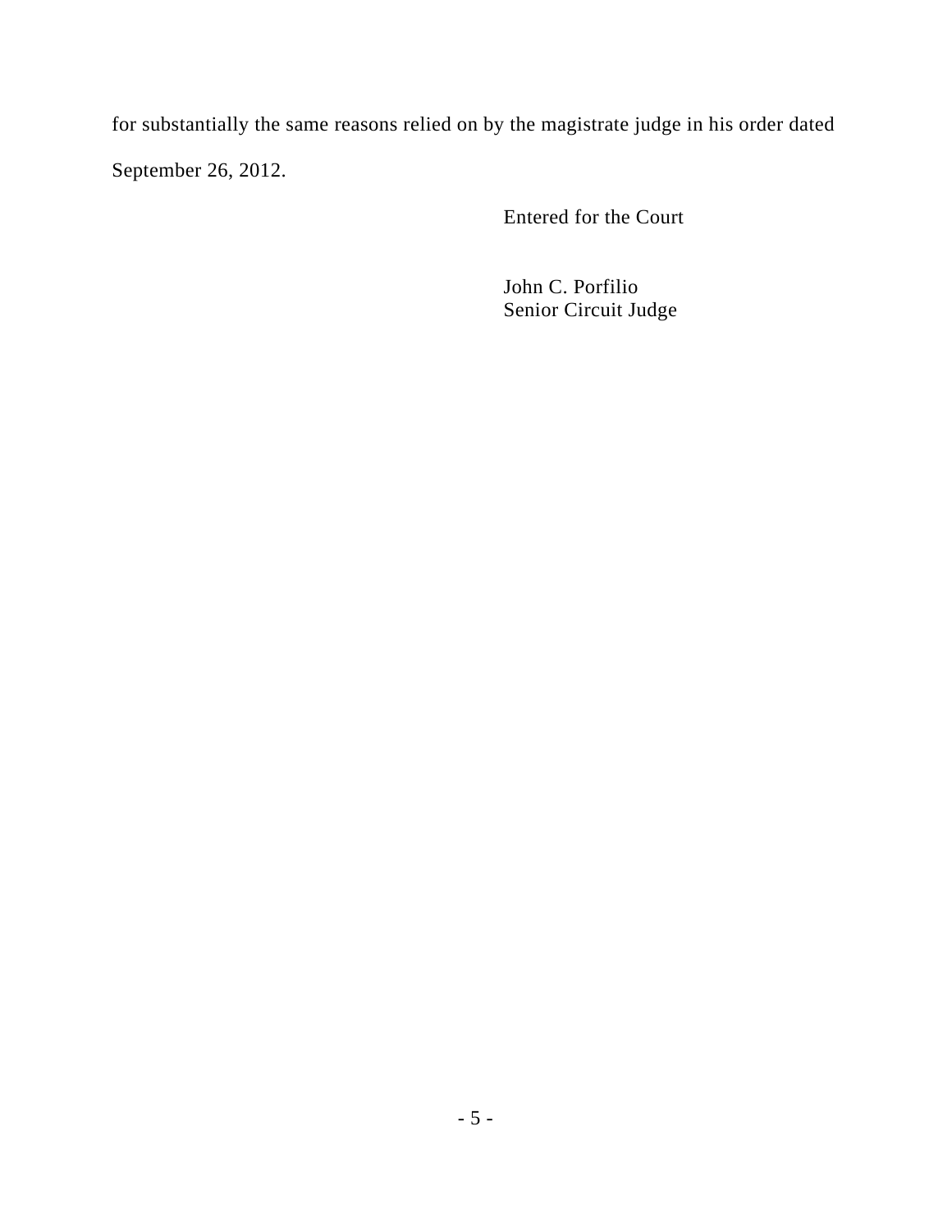for substantially the same reasons relied on by the magistrate judge in his order dated September 26, 2012.

Entered for the Court

John C. Porfilio
Senior Circuit Judge